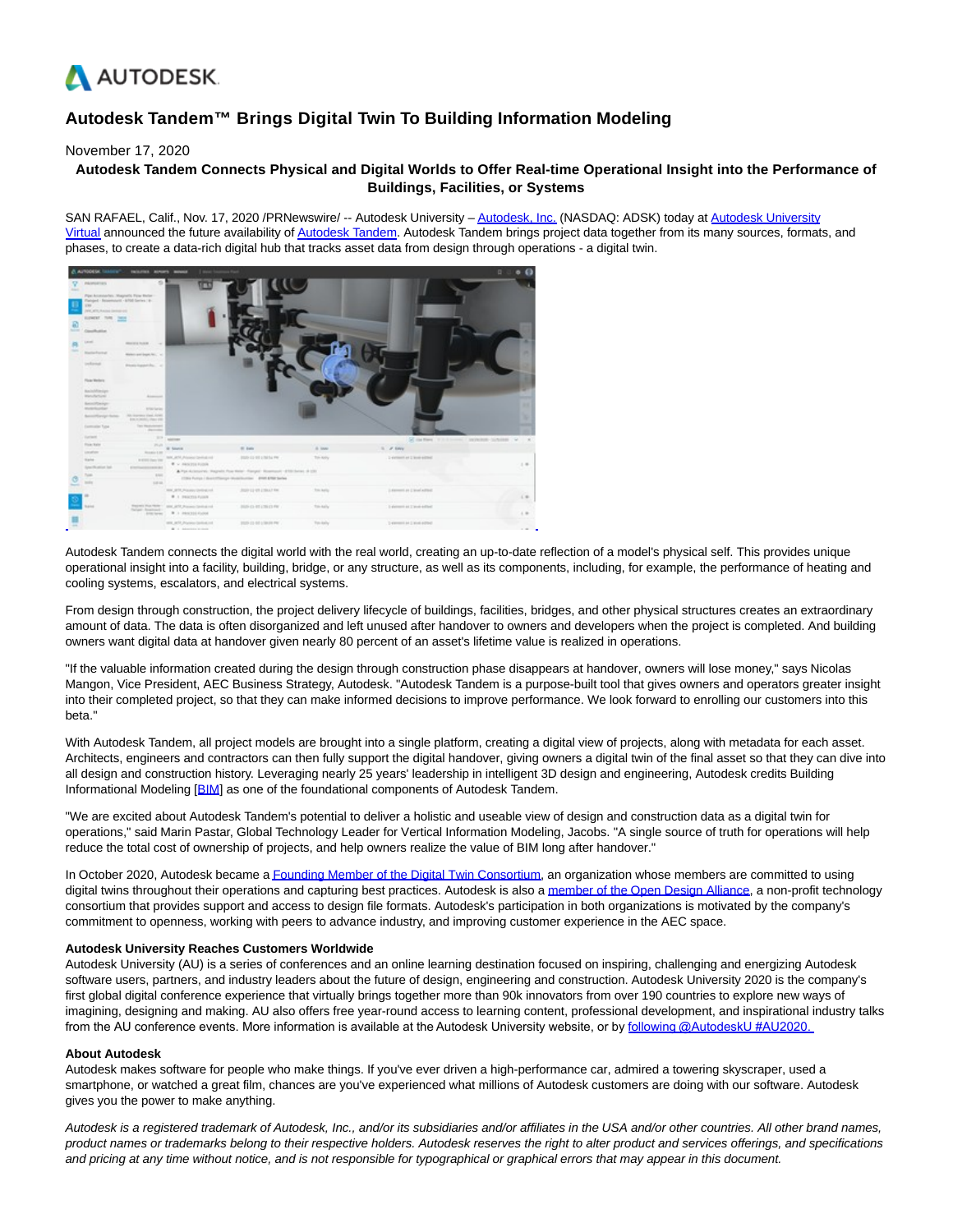# Autodesk Tandem™ Brings Digital Twin To Building Information Modeling

November 17, 2020

**Autodesk Tandem Connects Physical and Digital Worlds to Offer Real-time Operational Insight into the Performance of Buildings, Facilities, or Systems**

SAN RAFAEL, Calif., Nov. 17, 2020 /PRNewswire/ -- Autodesk University – Autodesk, Inc. (NASDAQ: ADSK) today at Autodesk University Virtual announced the future availability of Autodesk Tandem. Autodesk Tandem brings project data together from its many sources, formats, and phases, to create a data-rich digital hub that tracks asset data from design through operations - a digital twin.

Autodesk Tandem connects the digital world with the real world, creating an up-to-date reflection of a model's physical self. This provides unique operational insight into a facility, building, bridge, or any structure, as well as its components, including, for example, the performance of heating and cooling systems, escalators, and electrical systems.

From design through construction, the project delivery lifecycle of buildings, facilities, bridges, and other physical structures creates an extraordinary amount of data. The data is often disorganized and left unused after handover to owners and developers when the project is completed. And building owners want digital data at handover given nearly 80 percent of an asset's lifetime value is realized in operations.

"If the valuable information created during the design through construction phase disappears at handover, owners will lose money," says Nicolas Mangon, Vice President, AEC Business Strategy, Autodesk. "Autodesk Tandem is a purpose-built tool that gives owners and operators greater insight into their completed project, so that they can make informed decisions to improve performance. We look forward to enrolling our customers into this beta."

With Autodesk Tandem, all project models are brought into a single platform, creating a digital view of projects, along with metadata for each asset. Architects, engineers and contractors can then fully support the digital handover, giving owners a digital twin of the final asset so that they can dive into all design and construction history. Leveraging nearly 25 years' leadership in intelligent 3D design and engineering, Autodesk credits Building Informational Modeling [BIM] as one of the foundational components of Autodesk Tandem.

"We are excited about Autodesk Tandem's potential to deliver a holistic and useable view of design and construction data as a digital twin for operations," said Marin Pastar, Global Technology Leader for Vertical Information Modeling, Jacobs. "A single source of truth for operations will help reduce the total cost of ownership of projects, and help owners realize the value of BIM long after handover."

In October 2020, Autodesk became a Founding Member of the Digital Twin Consortium, an organization whose members are committed to using digital twins throughout their operations and capturing best practices. Autodesk is also a member of the Open Design Alliance, a non-profit technology consortium that provides support and access to design file formats. Autodesk's participation in both organizations is motivated by the company's commitment to openness, working with peers to advance industry, and improving customer experience in the AEC space.

**Autodesk University Reaches Customers Worldwide**

Autodesk University (AU) is a series of conferences and an online learning destination focused on inspiring, challenging and energizing Autodesk software users, partners, and industry leaders about the future of design, engineering and construction. Autodesk University 2020 is the company's first global digital conference experience that virtually brings together more than 90k innovators from over 190 countries to explore new ways of imagining, designing and making. AU also offers free year-round access to learning content, professional development, and inspirational industry talks from the AU conference events. More information is available at the Autodesk University website, or by following @AutodeskU #AU2020.

**About Autodesk**

Autodesk makes software for people who make things. If you've ever driven a high-performance car, admired a towering skyscraper, used a smartphone, or watched a great film, chances are you've experienced what millions of Autodesk customers are doing with our software. Autodesk gives you the power to make anything.

*Autodesk is a registered trademark of Autodesk, Inc., and/or its subsidiaries and/or affiliates in the USA and/or other countries. All other brand names, product names or trademarks belong to their respective holders. Autodesk reserves the right to alter product and services offerings, and specifications and pricing at any time without notice, and is not responsible for typographical or graphical errors that may appear in this document.*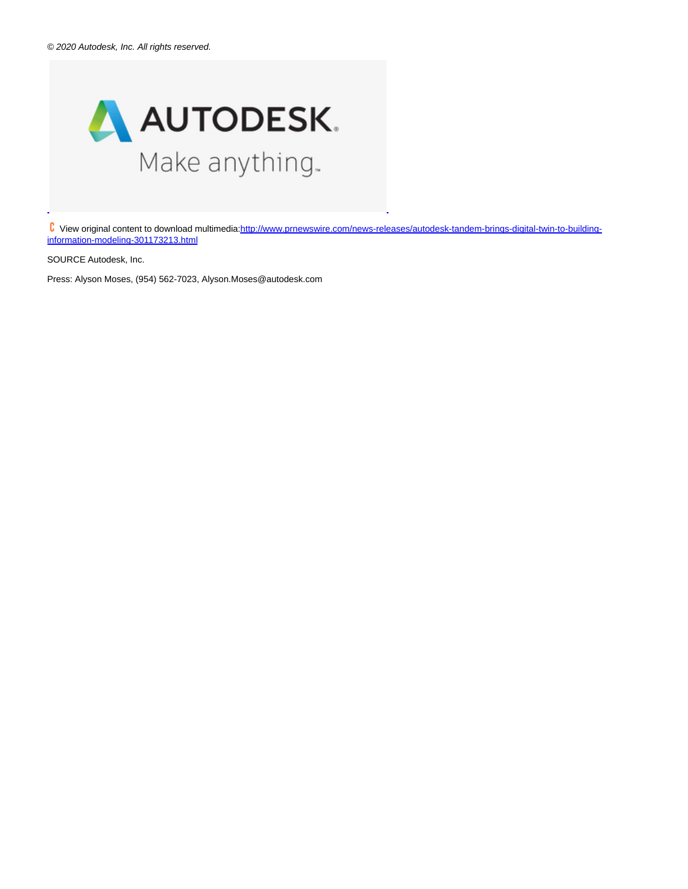*© 2020 Autodesk, Inc. All rights reserved.*

View original content to download multimedia:http://www.prnewswire.com/news-releases/autodesk-tandem-brings-digital-twin-to-building-information-modeling-301173213.html

SOURCE Autodesk, Inc.

Press: Alyson Moses, (954) 562-7023, Alyson.Moses@autodesk.com